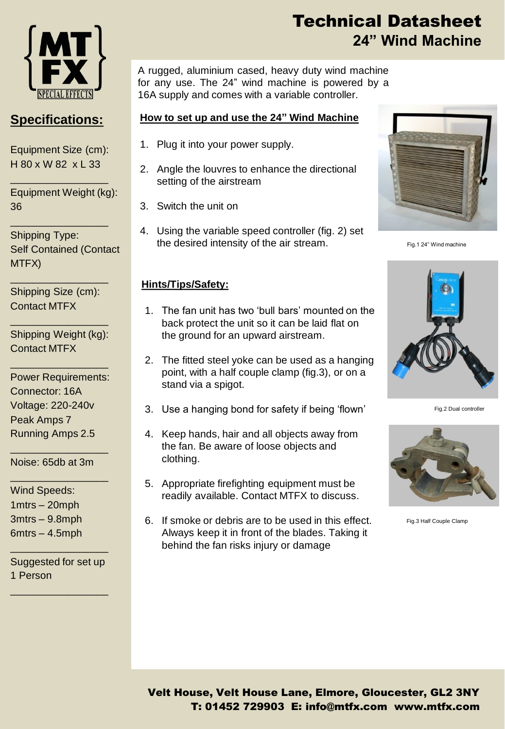# Technical Datasheet

## 24" Wind Machine

MTFX SPECIAL EFFECTS

## Specifications:

Equipment Size (cm):
H 80 x W 82 x L 33

Equipment Weight (kg):
36

Shipping Type:
Self Contained (Contact MTFX)

Shipping Size (cm):
Contact MTFX

Shipping Weight (kg):
Contact MTFX

Power Requirements:
Connector: 16A
Voltage: 220-240v
Peak Amps 7
Running Amps 2.5

Noise: 65db at 3m

Wind Speeds:
1mtrs – 20mph
3mtrs – 9.8mph
6mtrs – 4.5mph

Suggested for set up
1 Person

A rugged, aluminium cased, heavy duty wind machine for any use. The 24" wind machine is powered by a 16A supply and comes with a variable controller.

### How to set up and use the 24" Wind Machine

1. Plug it into your power supply.
2. Angle the louvres to enhance the directional setting of the airstream
3. Switch the unit on
4. Using the variable speed controller (fig. 2) set the desired intensity of the air stream.

Fig.1 24" Wind machine

### Hints/Tips/Safety:

1. The fan unit has two 'bull bars' mounted on the back protect the unit so it can be laid flat on the ground for an upward airstream.
2. The fitted steel yoke can be used as a hanging point, with a half couple clamp (fig.3), or on a stand via a spigot.
3. Use a hanging bond for safety if being 'flown'
4. Keep hands, hair and all objects away from the fan. Be aware of loose objects and clothing.
5. Appropriate firefighting equipment must be readily available. Contact MTFX to discuss.
6. If smoke or debris are to be used in this effect. Always keep it in front of the blades. Taking it behind the fan risks injury or damage

Fig.2 Dual controller

Fig.3 Half Couple Clamp

**Velt House, Velt House Lane, Elmore, Gloucester, GL2 3NY**
**T: 01452 729903 E: info@mtfx.com www.mtfx.com**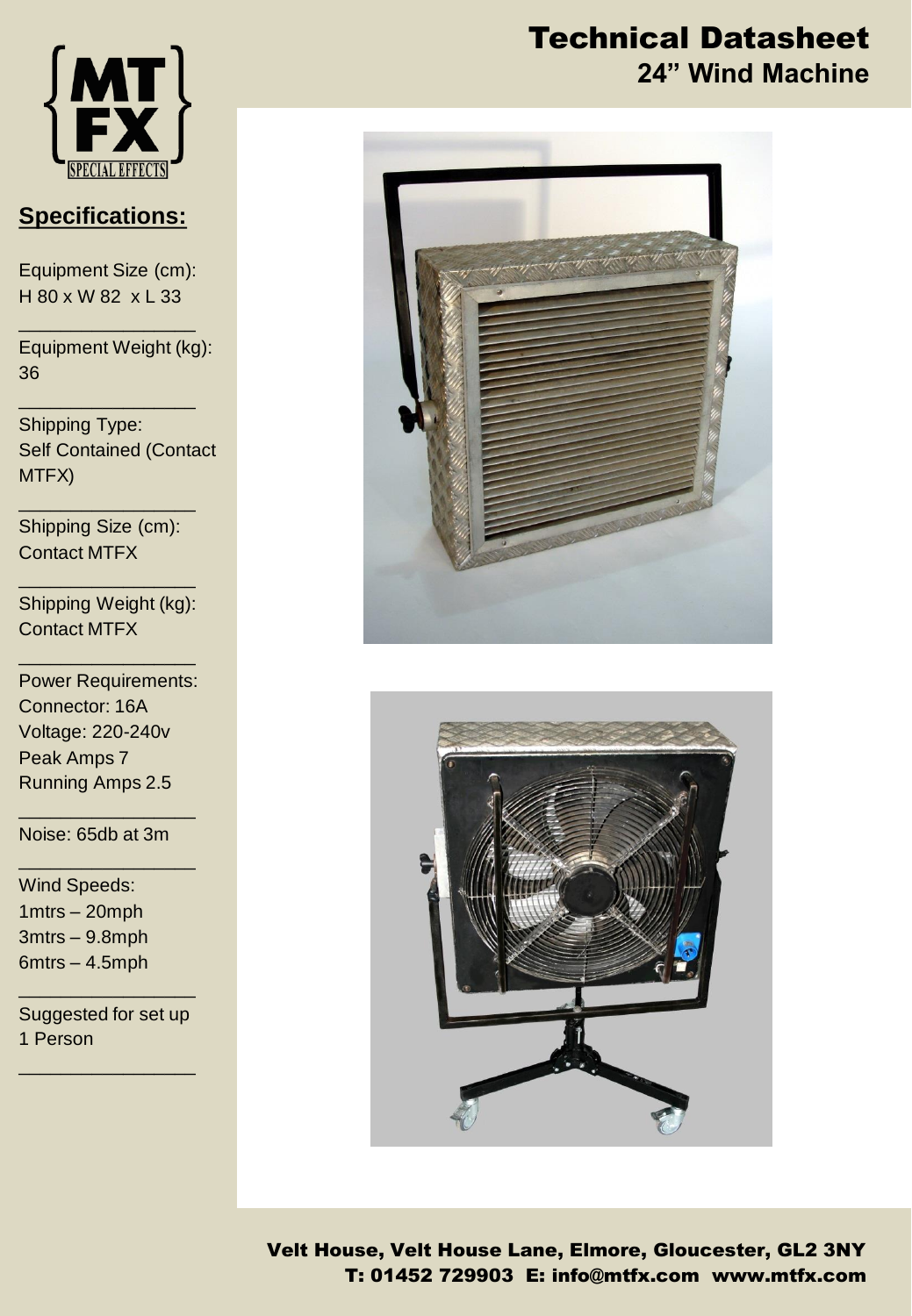# Technical Datasheet

## 24” Wind Machine

## Specifications:

Equipment Size (cm):
H 80 x W 82 x L 33

Equipment Weight (kg):
36

Shipping Type:
Self Contained (Contact MTFX)

Shipping Size (cm):
Contact MTFX

Shipping Weight (kg):
Contact MTFX

Power Requirements:
Connector: 16A
Voltage: 220-240v
Peak Amps 7
Running Amps 2.5

Noise: 65db at 3m

Wind Speeds:
1mtrs – 20mph
3mtrs – 9.8mph
6mtrs – 4.5mph

Suggested for set up
1 Person

**Velt House, Velt House Lane, Elmore, Gloucester, GL2 3NY**
**T: 01452 729903 E: info@mtfx.com www.mtfx.com**